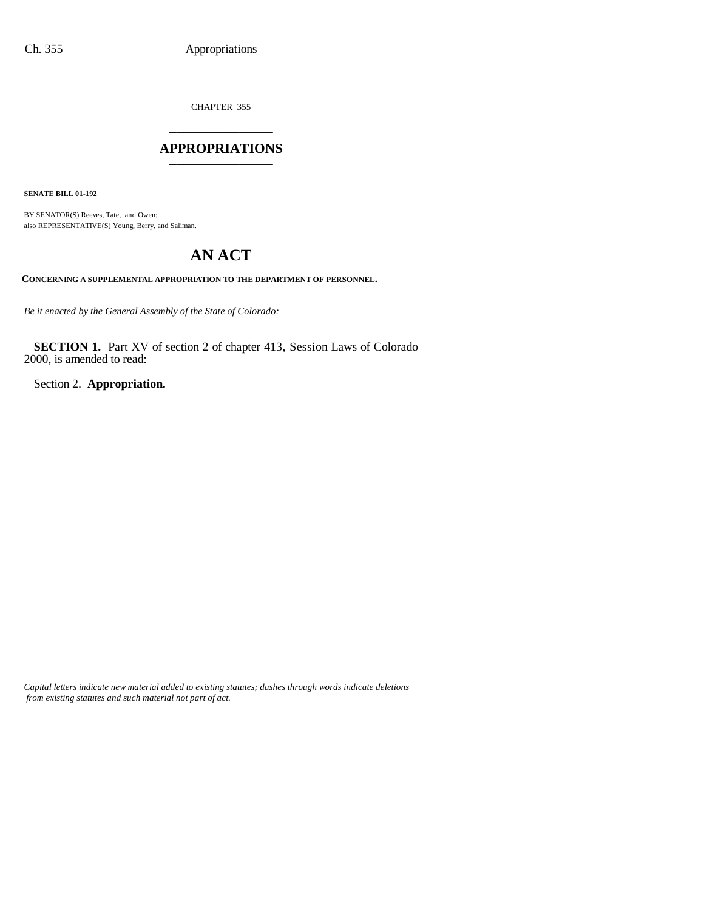CHAPTER 355

# APPROPRIATIONS

**SENATE BILL 01-192**

BY SENATOR(S) Reeves, Tate, and Owen;
also REPRESENTATIVE(S) Young, Berry, and Saliman.

# AN ACT

**CONCERNING A SUPPLEMENTAL APPROPRIATION TO THE DEPARTMENT OF PERSONNEL.**

*Be it enacted by the General Assembly of the State of Colorado:*

**SECTION 1.** Part XV of section 2 of chapter 413, Session Laws of Colorado 2000, is amended to read:

Section 2. **Appropriation.**

*Capital letters indicate new material added to existing statutes; dashes through words indicate deletions from existing statutes and such material not part of act.*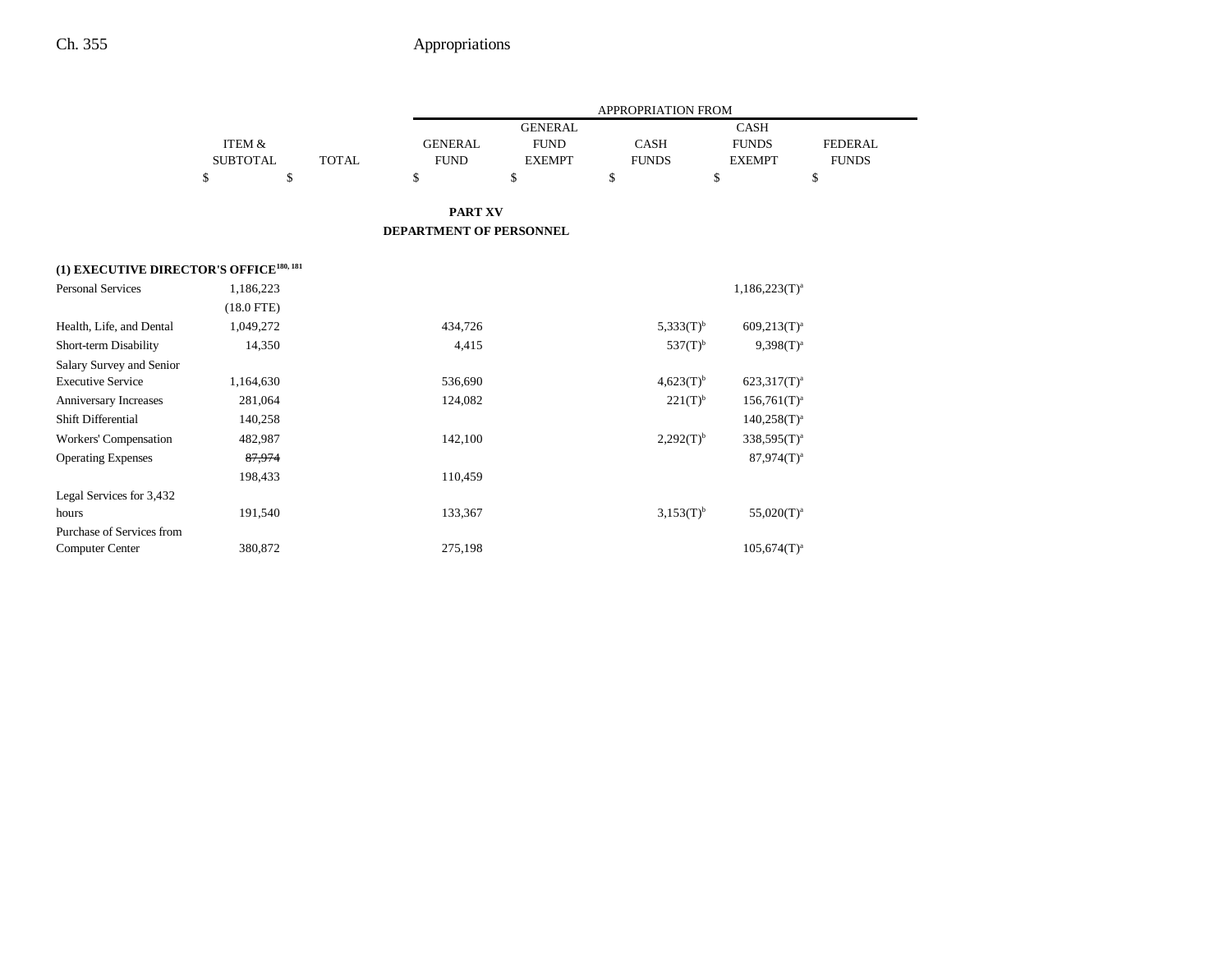## PART XV
## DEPARTMENT OF PERSONNEL

| | ITEM & SUBTOTAL | TOTAL | GENERAL FUND | GENERAL FUND EXEMPT | CASH FUNDS | CASH FUNDS EXEMPT | FEDERAL FUNDS |
|---|---|---|---|---|---|---|---|
| | $ | $ | $ | $ | $ | $ | $ |
| **(1) EXECUTIVE DIRECTOR'S OFFICE[180, 181]** | | | | | | | |
| Personal Services | 1,186,223 | | | | | 1,186,223(T)[a] | |
| | (18.0 FTE) | | | | | | |
| Health, Life, and Dental | 1,049,272 | | 434,726 | | 5,333(T)[b] | 609,213(T)[a] | |
| Short-term Disability | 14,350 | | 4,415 | | 537(T)[b] | 9,398(T)[a] | |
| Salary Survey and Senior Executive Service | 1,164,630 | | 536,690 | | 4,623(T)[b] | 623,317(T)[a] | |
| Anniversary Increases | 281,064 | | 124,082 | | 221(T)[b] | 156,761(T)[a] | |
| Shift Differential | 140,258 | | | | | 140,258(T)[a] | |
| Workers' Compensation | 482,987 | | 142,100 | | 2,292(T)[b] | 338,595(T)[a] | |
| Operating Expenses | ~~87,974~~ | | | | | 87,974(T)[a] | |
| | 198,433 | | 110,459 | | | | |
| Legal Services for 3,432 hours | 191,540 | | 133,367 | | 3,153(T)[b] | 55,020(T)[a] | |
| Purchase of Services from Computer Center | 380,872 | | 275,198 | | | 105,674(T)[a] | |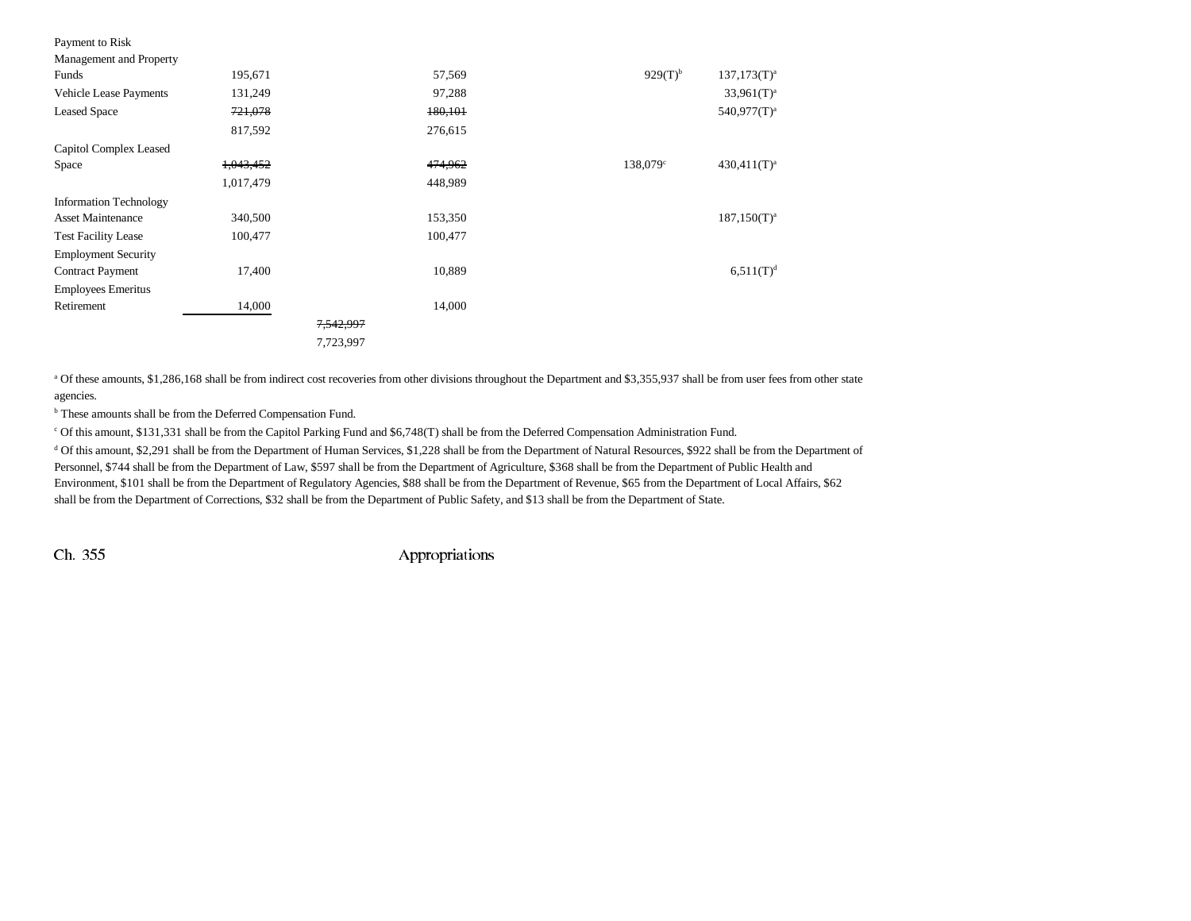| | | | | | |
|---|---|---|---|---|---|
| Payment to Risk Management and Property Funds | 195,671 | | 57,569 | 929(T)[b] | 137,173(T)[a] |
| Vehicle Lease Payments | 131,249 | | 97,288 | | 33,961(T)[a] |
| Leased Space | ~~721,078~~ | | ~~180,101~~ | | 540,977(T)[a] |
| | 817,592 | | 276,615 | | |
| Capitol Complex Leased Space | ~~1,043,452~~ | | ~~474,962~~ | 138,079[c] | 430,411(T)[a] |
| | 1,017,479 | | 448,989 | | |
| Information Technology Asset Maintenance | 340,500 | | 153,350 | | 187,150(T)[a] |
| Test Facility Lease | 100,477 | | 100,477 | | |
| Employment Security Contract Payment | 17,400 | | 10,889 | | 6,511(T)[d] |
| Employees Emeritus Retirement | 14,000 | | 14,000 | | |
| | | ~~7,542,997~~ | | | |
| | | 7,723,997 | | | |

[a] Of these amounts, $1,286,168 shall be from indirect cost recoveries from other divisions throughout the Department and $3,355,937 shall be from user fees from other state agencies.

[b] These amounts shall be from the Deferred Compensation Fund.

[c] Of this amount, $131,331 shall be from the Capitol Parking Fund and $6,748(T) shall be from the Deferred Compensation Administration Fund.

[d] Of this amount, $2,291 shall be from the Department of Human Services, $1,228 shall be from the Department of Natural Resources, $922 shall be from the Department of Personnel, $744 shall be from the Department of Law, $597 shall be from the Department of Agriculture, $368 shall be from the Department of Public Health and Environment, $101 shall be from the Department of Regulatory Agencies, $88 shall be from the Department of Revenue, $65 from the Department of Local Affairs, $62 shall be from the Department of Corrections, $32 shall be from the Department of Public Safety, and $13 shall be from the Department of State.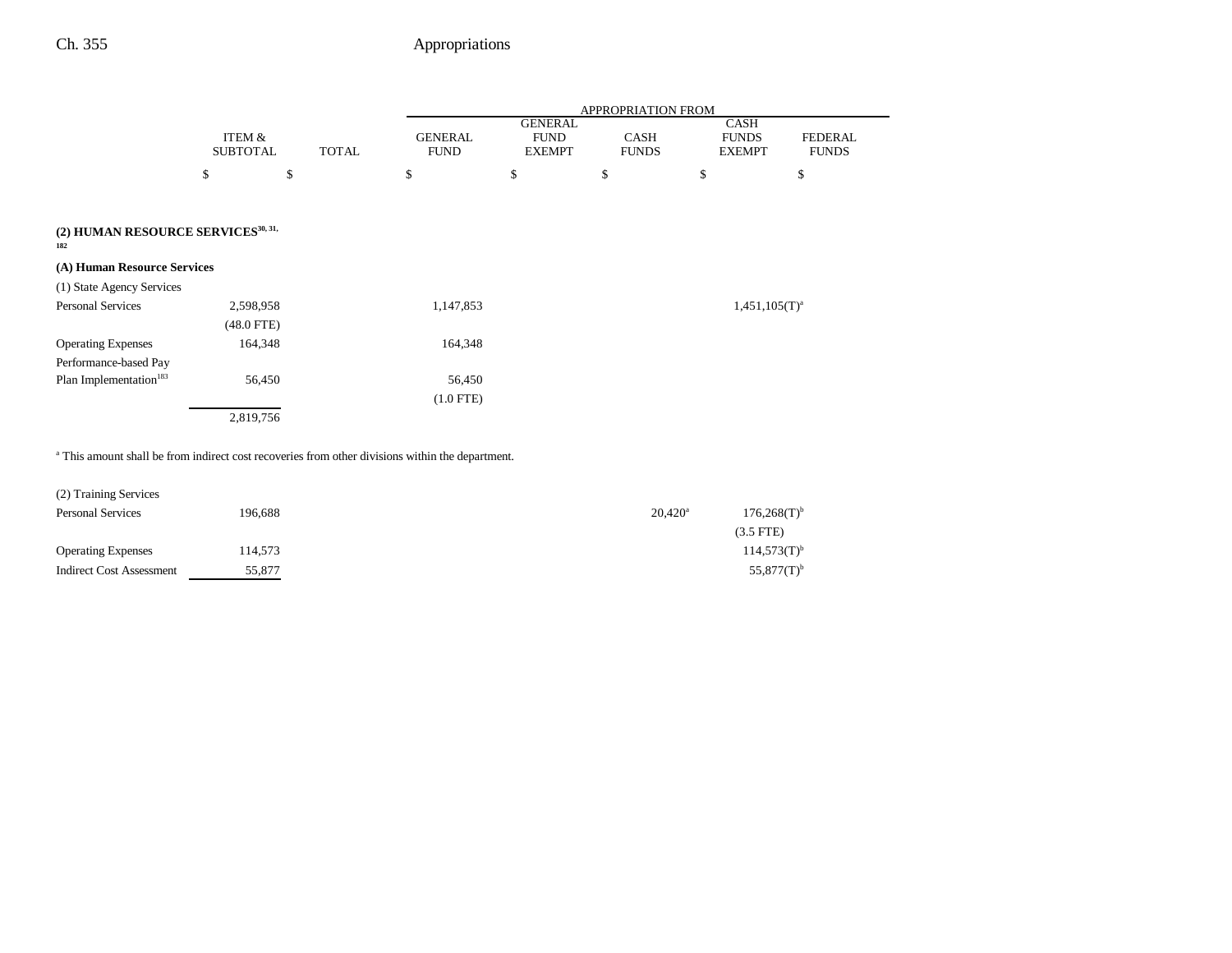| | ITEM & SUBTOTAL | TOTAL | APPROPRIATION FROM GENERAL FUND | GENERAL FUND EXEMPT | CASH FUNDS | CASH FUNDS EXEMPT | FEDERAL FUNDS |
|---|---|---|---|---|---|---|---|
| | $ | $ | $ | $ | $ | $ | $ |
| **(2) HUMAN RESOURCE SERVICES**[30, 31, 182] | | | | | | | |
| **(A) Human Resource Services** | | | | | | | |
| (1) State Agency Services | | | | | | | |
| Personal Services | 2,598,958 | | 1,147,853 | | | 1,451,105(T)[a] | |
| | (48.0 FTE) | | | | | | |
| Operating Expenses | 164,348 | | 164,348 | | | | |
| Performance-based Pay Plan Implementation[183] | 56,450 | | 56,450 | | | | |
| | | | (1.0 FTE) | | | | |
| | 2,819,756 | | | | | | |

[a] This amount shall be from indirect cost recoveries from other divisions within the department.

| | ITEM & SUBTOTAL | TOTAL | GENERAL FUND | GENERAL FUND EXEMPT | CASH FUNDS | CASH FUNDS EXEMPT | FEDERAL FUNDS |
|---|---|---|---|---|---|---|---|
| (2) Training Services | | | | | | | |
| Personal Services | 196,688 | | | | 20,420[a] | 176,268(T)[b] | |
| | | | | | | (3.5 FTE) | |
| Operating Expenses | 114,573 | | | | | 114,573(T)[b] | |
| Indirect Cost Assessment | 55,877 | | | | | 55,877(T)[b] | |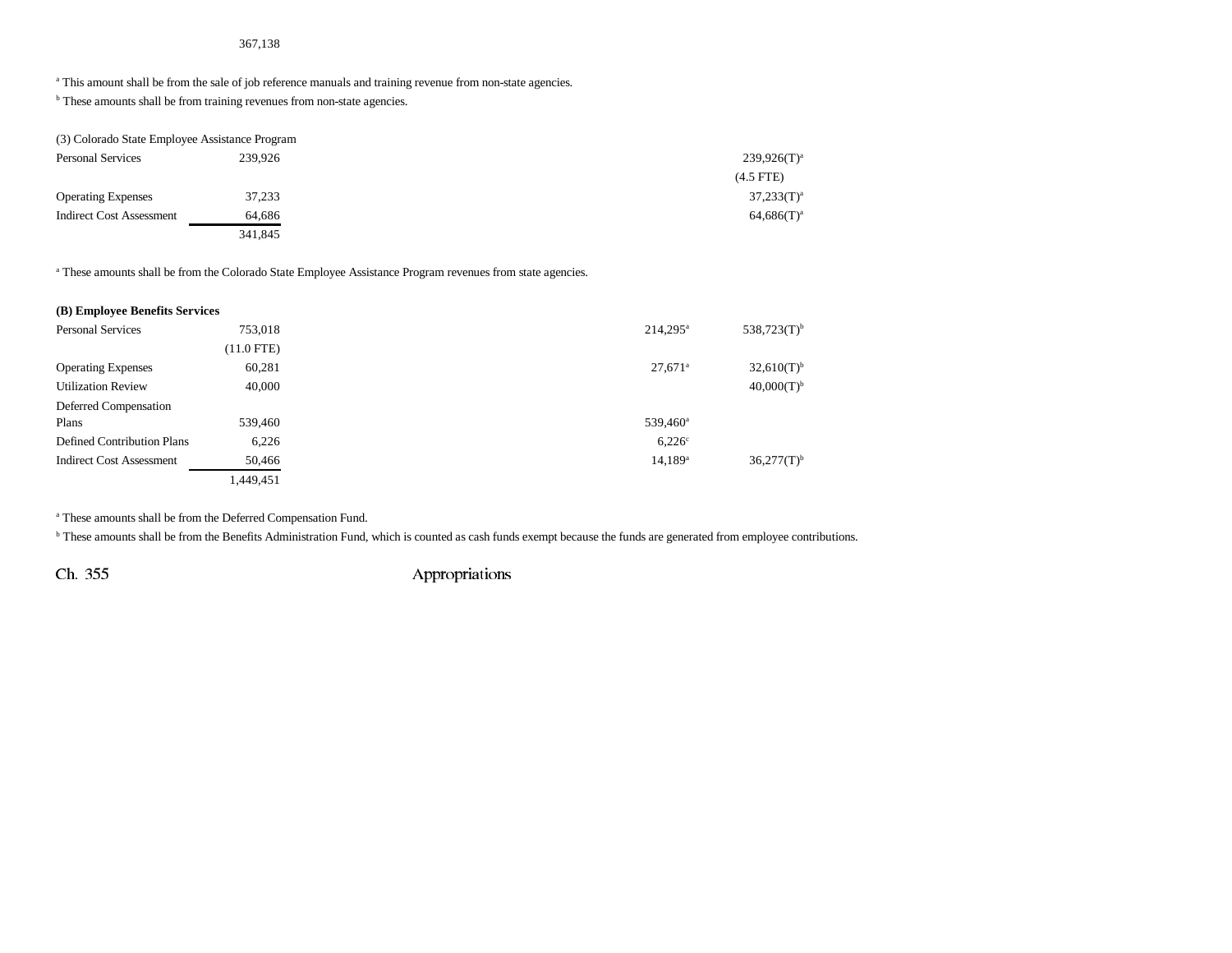| | | | | |
|---|---|---|---|---|
| | 367,138 | | | |

[a] This amount shall be from the sale of job reference manuals and training revenue from non-state agencies.

[b] These amounts shall be from training revenues from non-state agencies.

(3) Colorado State Employee Assistance Program

| | | | | |
|---|---|---|---|---|
| Personal Services | 239,926 | | | 239,926(T)[a] |
| | | | | (4.5 FTE) |
| Operating Expenses | 37,233 | | | 37,233(T)[a] |
| Indirect Cost Assessment | 64,686 | | | 64,686(T)[a] |
| | 341,845 | | | |

[a] These amounts shall be from the Colorado State Employee Assistance Program revenues from state agencies.

**(B) Employee Benefits Services**

| | | | | |
|---|---|---|---|---|
| Personal Services | 753,018 | | 214,295[a] | 538,723(T)[b] |
| | (11.0 FTE) | | | |
| Operating Expenses | 60,281 | | 27,671[a] | 32,610(T)[b] |
| Utilization Review | 40,000 | | | 40,000(T)[b] |
| Deferred Compensation Plans | 539,460 | | 539,460[a] | |
| Defined Contribution Plans | 6,226 | | 6,226[c] | |
| Indirect Cost Assessment | 50,466 | | 14,189[a] | 36,277(T)[b] |
| | 1,449,451 | | | |

[a] These amounts shall be from the Deferred Compensation Fund.

[b] These amounts shall be from the Benefits Administration Fund, which is counted as cash funds exempt because the funds are generated from employee contributions.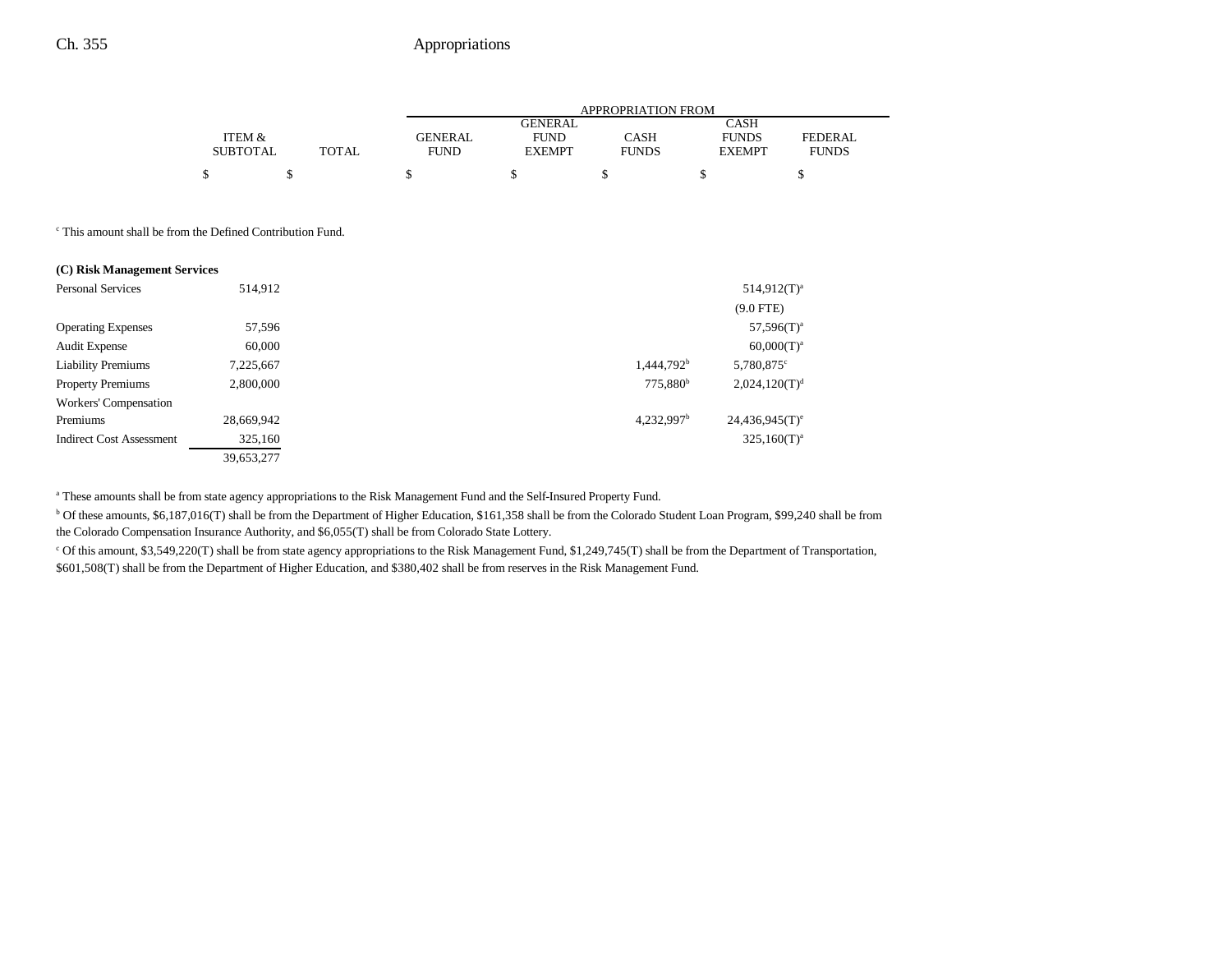| | ITEM & SUBTOTAL | TOTAL | APPROPRIATION FROM GENERAL FUND | GENERAL FUND EXEMPT | CASH FUNDS | CASH FUNDS EXEMPT | FEDERAL FUNDS |
|---|---|---|---|---|---|---|---|
| | $ | $ | $ | $ | $ | $ | $ |

[c] This amount shall be from the Defined Contribution Fund.

| | ITEM & SUBTOTAL | TOTAL | GENERAL FUND | GENERAL FUND EXEMPT | CASH FUNDS | CASH FUNDS EXEMPT | FEDERAL FUNDS |
|---|---|---|---|---|---|---|---|
| **(C) Risk Management Services** | | | | | | | |
| Personal Services | 514,912 | | | | | 514,912(T)[a] | |
| | | | | | | (9.0 FTE) | |
| Operating Expenses | 57,596 | | | | | 57,596(T)[a] | |
| Audit Expense | 60,000 | | | | | 60,000(T)[a] | |
| Liability Premiums | 7,225,667 | | | | 1,444,792[b] | 5,780,875[c] | |
| Property Premiums | 2,800,000 | | | | 775,880[b] | 2,024,120(T)[d] | |
| Workers' Compensation Premiums | 28,669,942 | | | | 4,232,997[b] | 24,436,945(T)[e] | |
| Indirect Cost Assessment | 325,160 | | | | | 325,160(T)[a] | |
| | 39,653,277 | | | | | | |

[a] These amounts shall be from state agency appropriations to the Risk Management Fund and the Self-Insured Property Fund.

[b] Of these amounts, $6,187,016(T) shall be from the Department of Higher Education, $161,358 shall be from the Colorado Student Loan Program, $99,240 shall be from the Colorado Compensation Insurance Authority, and $6,055(T) shall be from Colorado State Lottery.

[c] Of this amount, $3,549,220(T) shall be from state agency appropriations to the Risk Management Fund, $1,249,745(T) shall be from the Department of Transportation, $601,508(T) shall be from the Department of Higher Education, and $380,402 shall be from reserves in the Risk Management Fund.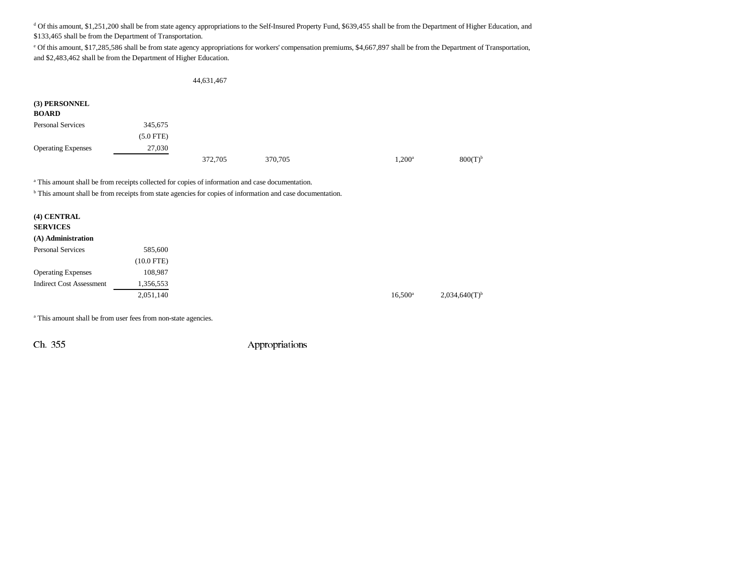[d] Of this amount, $1,251,200 shall be from state agency appropriations to the Self-Insured Property Fund, $639,455 shall be from the Department of Higher Education, and $133,465 shall be from the Department of Transportation.

[e] Of this amount, $17,285,586 shall be from state agency appropriations for workers' compensation premiums, $4,667,897 shall be from the Department of Transportation, and $2,483,462 shall be from the Department of Higher Education.

| | | | | | |
|---|---|---|---|---|---|
| | | 44,631,467 | | | |

**(3) PERSONNEL BOARD**

| | | | | | |
|---|---|---|---|---|---|
| Personal Services | 345,675 | | | | |
| | (5.0 FTE) | | | | |
| Operating Expenses | 27,030 | | | | |
| | | 372,705 | 370,705 | 1,200[a] | 800(T)[b] |

[a] This amount shall be from receipts collected for copies of information and case documentation.

[b] This amount shall be from receipts from state agencies for copies of information and case documentation.

**(4) CENTRAL SERVICES**

**(A) Administration**

| | | | | | |
|---|---|---|---|---|---|
| Personal Services | 585,600 | | | | |
| | (10.0 FTE) | | | | |
| Operating Expenses | 108,987 | | | | |
| Indirect Cost Assessment | 1,356,553 | | | | |
| | 2,051,140 | | | 16,500[a] | 2,034,640(T)[b] |

[a] This amount shall be from user fees from non-state agencies.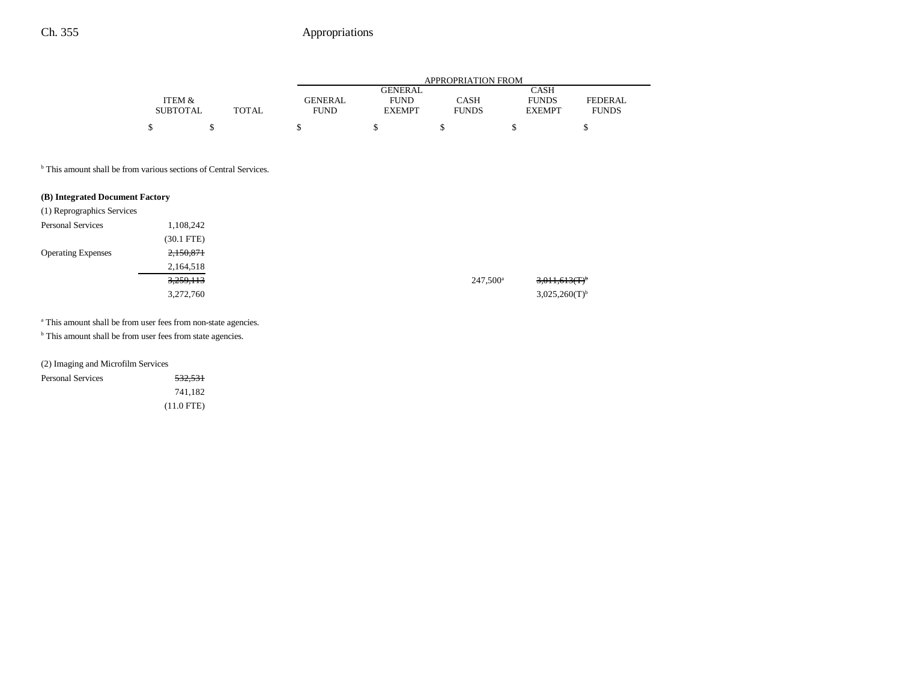| | ITEM & SUBTOTAL | TOTAL | GENERAL FUND | GENERAL FUND EXEMPT | CASH FUNDS | CASH FUNDS EXEMPT | FEDERAL FUNDS |
|---|---|---|---|---|---|---|---|
| | $ | $ | $ | $ | $ | $ | $ |

[b] This amount shall be from various sections of Central Services.

**(B) Integrated Document Factory**

(1) Reprographics Services

| | ITEM & SUBTOTAL | TOTAL | GENERAL FUND | GENERAL FUND EXEMPT | CASH FUNDS | CASH FUNDS EXEMPT | FEDERAL FUNDS |
|---|---|---|---|---|---|---|---|
| Personal Services | 1,108,242 | | | | | | |
| | (30.1 FTE) | | | | | | |
| Operating Expenses | ~~2,150,871~~ | | | | | | |
| | 2,164,518 | | | | | | |
| | ~~3,259,113~~ | | | | 247,500[a] | ~~3,011,613(T)[b]~~ | |
| | 3,272,760 | | | | | 3,025,260(T)[b] | |

[a] This amount shall be from user fees from non-state agencies.
[b] This amount shall be from user fees from state agencies.

(2) Imaging and Microfilm Services

| | ITEM & SUBTOTAL | TOTAL | GENERAL FUND | GENERAL FUND EXEMPT | CASH FUNDS | CASH FUNDS EXEMPT | FEDERAL FUNDS |
|---|---|---|---|---|---|---|---|
| Personal Services | ~~532,531~~ | | | | | | |
| | 741,182 | | | | | | |
| | (11.0 FTE) | | | | | | |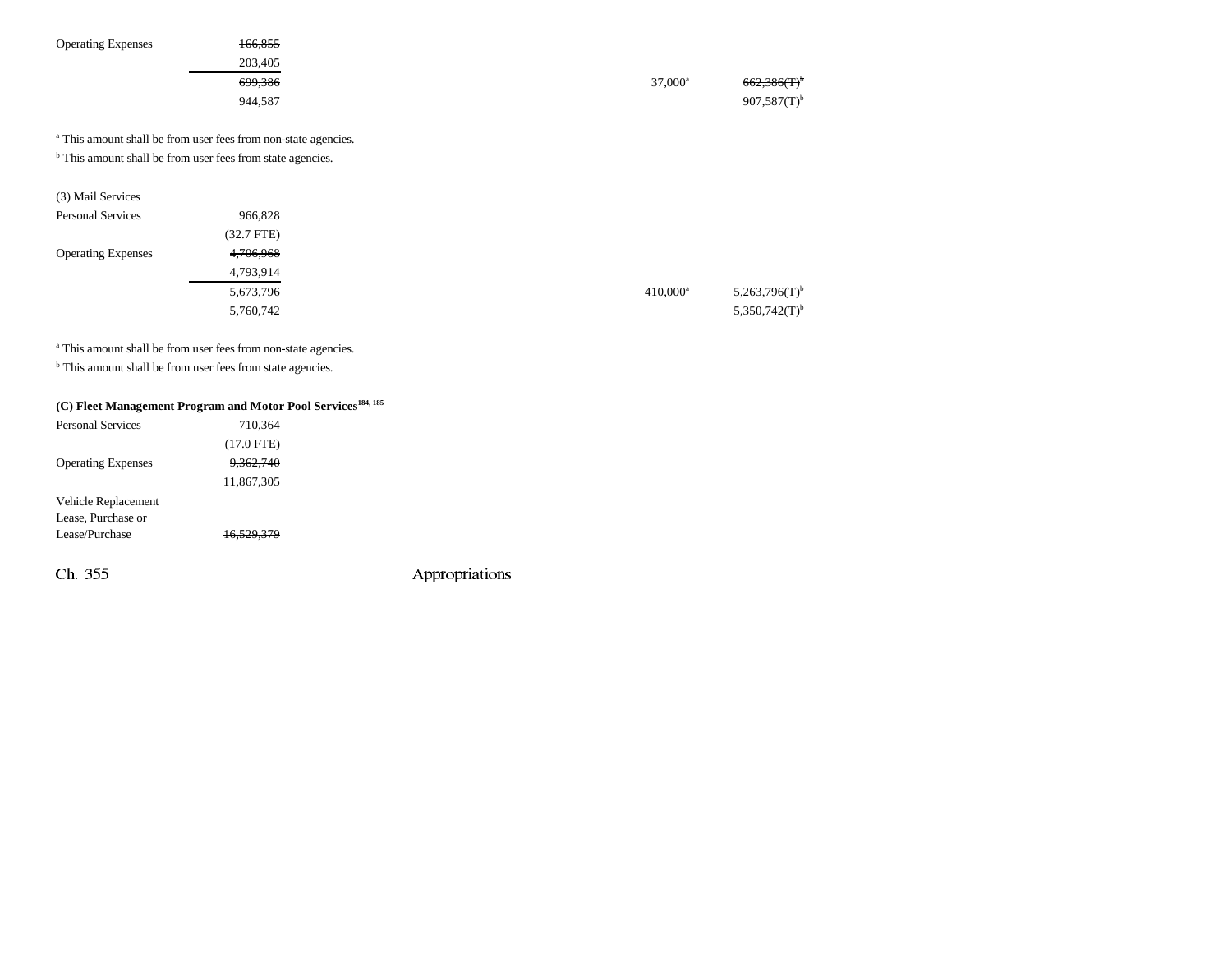| | | | |
|---|---|---|---|
| Operating Expenses | ~~166,855~~ | | |
| | 203,405 | | |
| | ~~699,386~~ | 37,000[a] | ~~662,386(T)[b]~~ |
| | 944,587 | | 907,587(T)[b] |

[a] This amount shall be from user fees from non-state agencies.

[b] This amount shall be from user fees from state agencies.

(3) Mail Services

| | | | |
|---|---|---|---|
| Personal Services | 966,828 | | |
| | (32.7 FTE) | | |
| Operating Expenses | ~~4,706,968~~ | | |
| | 4,793,914 | | |
| | ~~5,673,796~~ | 410,000[a] | ~~5,263,796(T)[b]~~ |
| | 5,760,742 | | 5,350,742(T)[b] |

[a] This amount shall be from user fees from non-state agencies.

[b] This amount shall be from user fees from state agencies.

**(C) Fleet Management Program and Motor Pool Services**[184, 185]

| | |
|---|---|
| Personal Services | 710,364 |
| | (17.0 FTE) |
| Operating Expenses | ~~9,362,740~~ |
| | 11,867,305 |
| Vehicle Replacement Lease, Purchase or Lease/Purchase | ~~16,529,379~~ |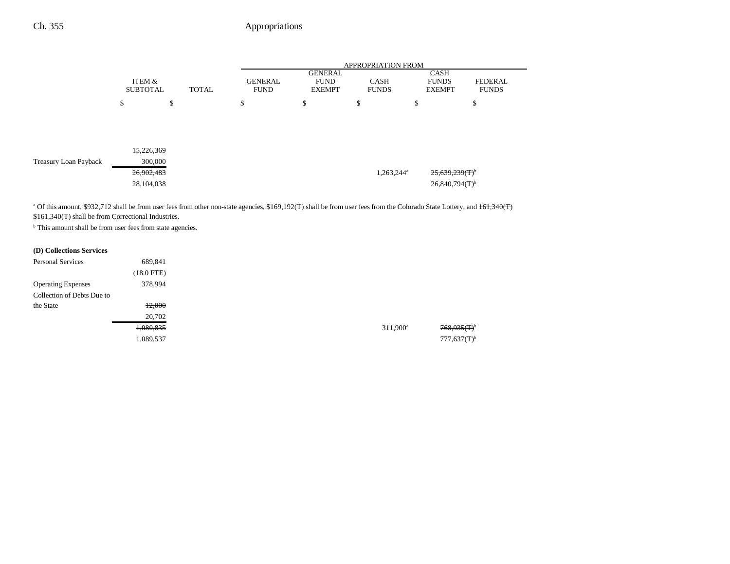| | ITEM & SUBTOTAL | TOTAL | APPROPRIATION FROM GENERAL FUND | GENERAL FUND EXEMPT | CASH FUNDS | CASH FUNDS EXEMPT | FEDERAL FUNDS |
|---|---|---|---|---|---|---|---|
| | $ | $ | $ | $ | $ | $ | $ |
| | 15,226,369 | | | | | | |
| Treasury Loan Payback | 300,000 | | | | | | |
| | ~~26,902,483~~ | | | | 1,263,244[a] | ~~25,639,239(T)~~[b] | |
| | 28,104,038 | | | | | 26,840,794(T)[b] | |

[a] Of this amount, $932,712 shall be from user fees from other non-state agencies, $169,192(T) shall be from user fees from the Colorado State Lottery, and ~~161,340(T)~~ $161,340(T) shall be from Correctional Industries.

[b] This amount shall be from user fees from state agencies.

**(D) Collections Services**

| | ITEM & SUBTOTAL | TOTAL | GENERAL FUND | GENERAL FUND EXEMPT | CASH FUNDS | CASH FUNDS EXEMPT | FEDERAL FUNDS |
|---|---|---|---|---|---|---|---|
| Personal Services | 689,841 | | | | | | |
| | (18.0 FTE) | | | | | | |
| Operating Expenses | 378,994 | | | | | | |
| Collection of Debts Due to the State | ~~12,000~~ | | | | | | |
| | 20,702 | | | | | | |
| | ~~1,080,835~~ | | | | 311,900[a] | ~~768,935(T)~~[b] | |
| | 1,089,537 | | | | | 777,637(T)[b] | |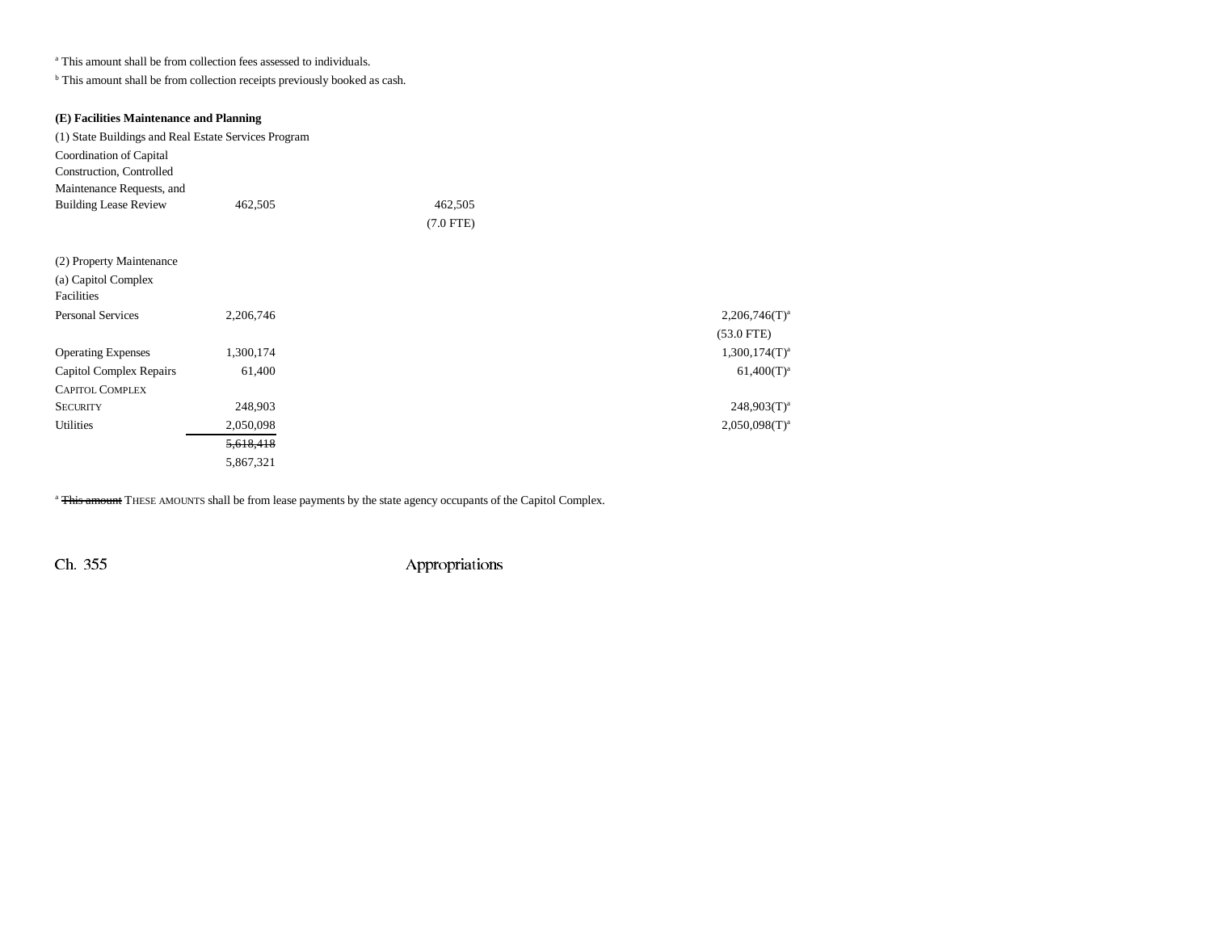[a] This amount shall be from collection fees assessed to individuals.

[b] This amount shall be from collection receipts previously booked as cash.

**(E) Facilities Maintenance and Planning**

(1) State Buildings and Real Estate Services Program

| | | | |
|---|---|---|---|
| Coordination of Capital Construction, Controlled Maintenance Requests, and Building Lease Review | 462,505 | 462,505 (7.0 FTE) | |

(2) Property Maintenance

(a) Capitol Complex Facilities

| | | | |
|---|---|---|---|
| Personal Services | 2,206,746 | | 2,206,746(T)[a] (53.0 FTE) |
| Operating Expenses | 1,300,174 | | 1,300,174(T)[a] |
| Capitol Complex Repairs | 61,400 | | 61,400(T)[a] |
| CAPITOL COMPLEX SECURITY | 248,903 | | 248,903(T)[a] |
| Utilities | 2,050,098 | | 2,050,098(T)[a] |
| | ~~5,618,418~~ 5,867,321 | | |

[a] ~~This amount~~ THESE AMOUNTS shall be from lease payments by the state agency occupants of the Capitol Complex.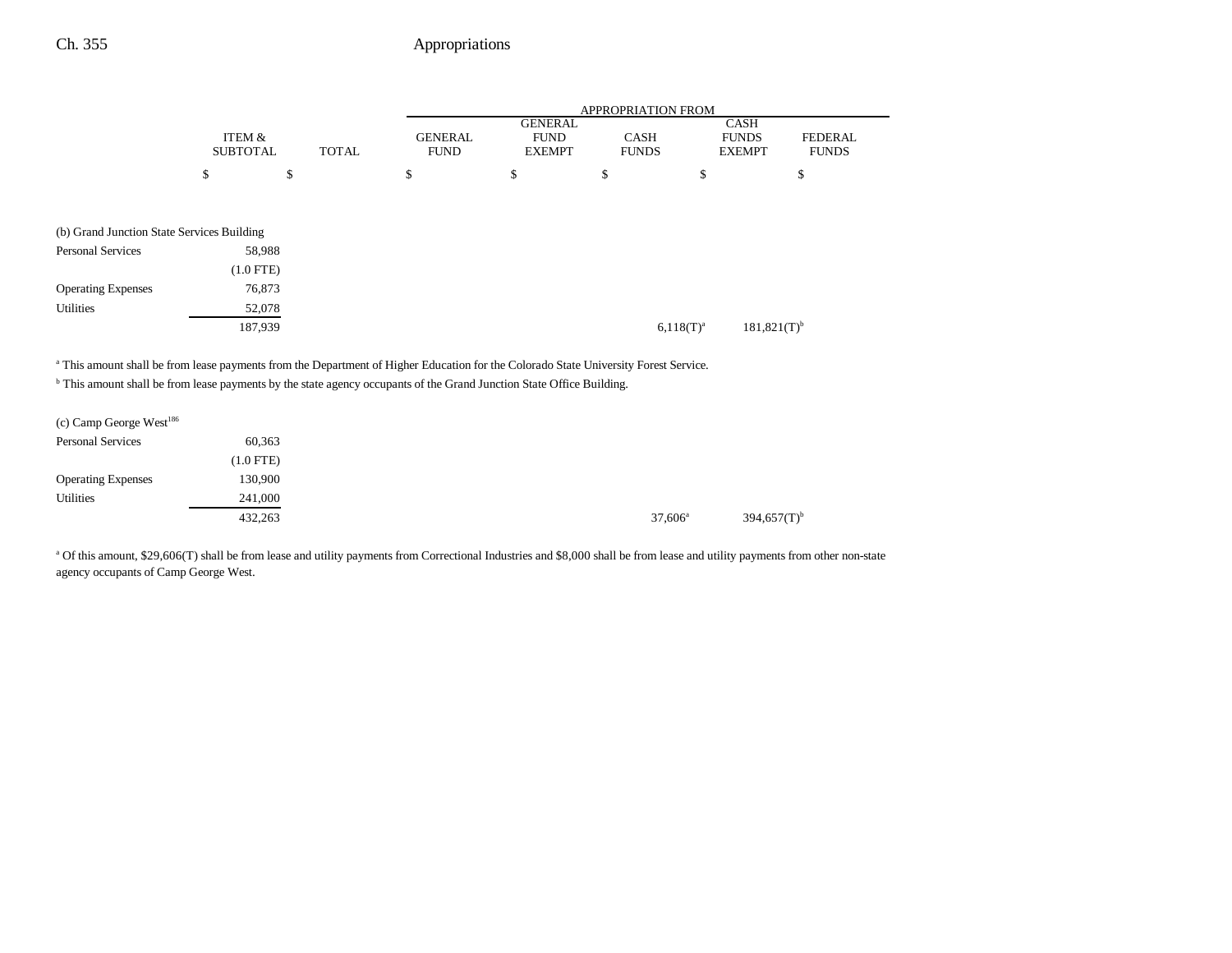| | ITEM & SUBTOTAL | TOTAL | APPROPRIATION FROM GENERAL FUND | GENERAL FUND EXEMPT | CASH FUNDS | CASH FUNDS EXEMPT | FEDERAL FUNDS |
|---|---|---|---|---|---|---|---|
| | $ | $ | $ | $ | $ | $ | $ |
| (b) Grand Junction State Services Building | | | | | | | |
| Personal Services | 58,988 | | | | | | |
| | (1.0 FTE) | | | | | | |
| Operating Expenses | 76,873 | | | | | | |
| Utilities | 52,078 | | | | | | |
| | 187,939 | | | | 6,118(T)[a] | 181,821(T)[b] | |

[a] This amount shall be from lease payments from the Department of Higher Education for the Colorado State University Forest Service.

[b] This amount shall be from lease payments by the state agency occupants of the Grand Junction State Office Building.

| | ITEM & SUBTOTAL | TOTAL | GENERAL FUND | GENERAL FUND EXEMPT | CASH FUNDS | CASH FUNDS EXEMPT | FEDERAL FUNDS |
|---|---|---|---|---|---|---|---|
| (c) Camp George West[186] | | | | | | | |
| Personal Services | 60,363 | | | | | | |
| | (1.0 FTE) | | | | | | |
| Operating Expenses | 130,900 | | | | | | |
| Utilities | 241,000 | | | | | | |
| | 432,263 | | | | 37,606[a] | 394,657(T)[b] | |

[a] Of this amount, $29,606(T) shall be from lease and utility payments from Correctional Industries and $8,000 shall be from lease and utility payments from other non-state agency occupants of Camp George West.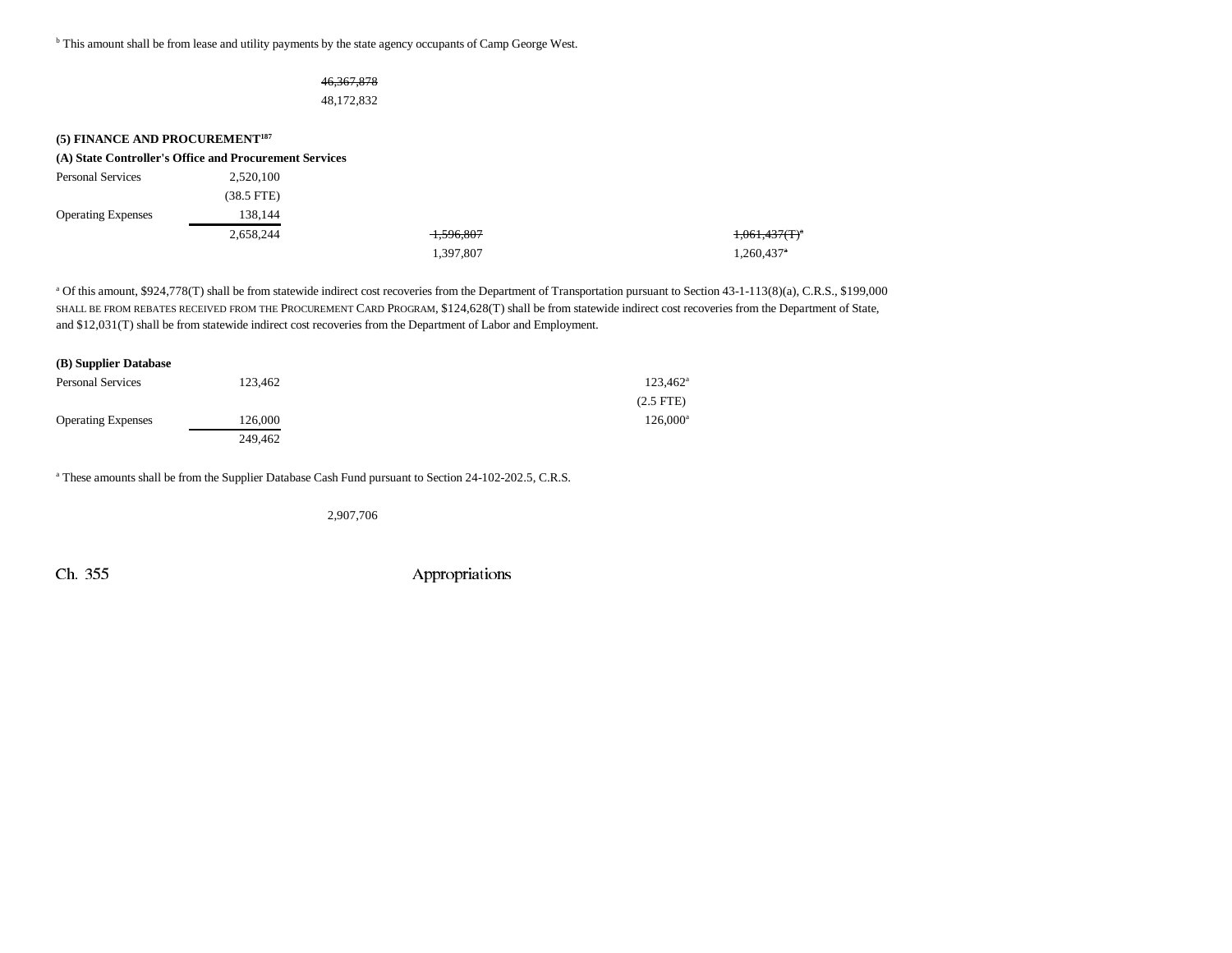[b] This amount shall be from lease and utility payments by the state agency occupants of Camp George West.

| | | | | | | |
|---|---|---|---|---|---|---|
| | | ~~46,367,878~~ | | | | |
| | | 48,172,832 | | | | |

**(5) FINANCE AND PROCUREMENT[187]**

**(A) State Controller's Office and Procurement Services**

| | | | | | | |
|---|---|---|---|---|---|---|
| Personal Services | 2,520,100 | | | | | |
| | (38.5 FTE) | | | | | |
| Operating Expenses | 138,144 | | | | | |
| | 2,658,244 | | ~~1,596,807~~ | | ~~1,061,437(T)~~[a] | |
| | | | 1,397,807 | | 1,260,437[a] | |

[a] Of this amount, $924,778(T) shall be from statewide indirect cost recoveries from the Department of Transportation pursuant to Section 43-1-113(8)(a), C.R.S., $199,000 SHALL BE FROM REBATES RECEIVED FROM THE PROCUREMENT CARD PROGRAM, $124,628(T) shall be from statewide indirect cost recoveries from the Department of State, and $12,031(T) shall be from statewide indirect cost recoveries from the Department of Labor and Employment.

**(B) Supplier Database**

| | | | | | |
|---|---|---|---|---|---|
| Personal Services | 123,462 | | | 123,462[a] | |
| | | | | (2.5 FTE) | |
| Operating Expenses | 126,000 | | | 126,000[a] | |
| | 249,462 | | | | |

[a] These amounts shall be from the Supplier Database Cash Fund pursuant to Section 24-102-202.5, C.R.S.

2,907,706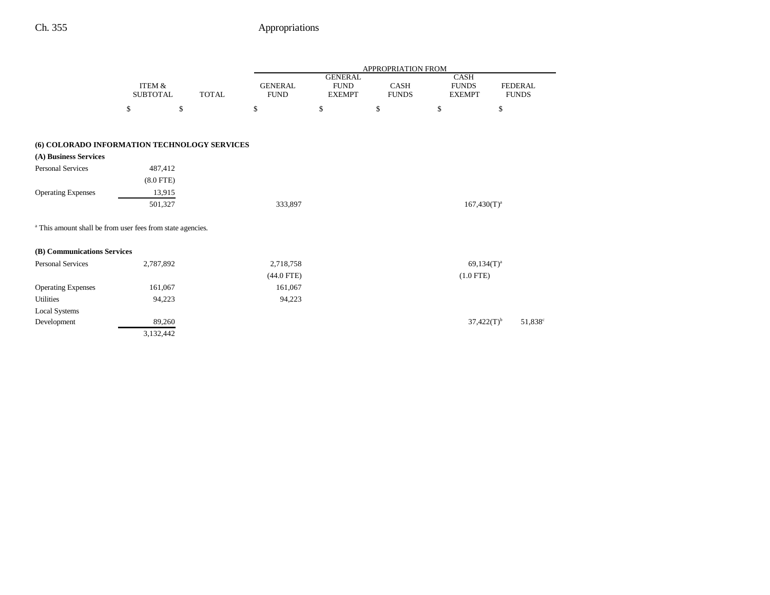| | ITEM & SUBTOTAL | TOTAL | APPROPRIATION FROM GENERAL FUND | GENERAL FUND EXEMPT | CASH FUNDS | CASH FUNDS EXEMPT | FEDERAL FUNDS |
|---|---|---|---|---|---|---|---|
| | $ | $ | $ | $ | $ | $ | $ |
| **(6) COLORADO INFORMATION TECHNOLOGY SERVICES** | | | | | | | |
| **(A) Business Services** | | | | | | | |
| Personal Services | 487,412 | | | | | | |
| | (8.0 FTE) | | | | | | |
| Operating Expenses | 13,915 | | | | | | |
| | 501,327 | | 333,897 | | | 167,430(T)[a] | |

[a] This amount shall be from user fees from state agencies.

| | ITEM & SUBTOTAL | TOTAL | GENERAL FUND | GENERAL FUND EXEMPT | CASH FUNDS | CASH FUNDS EXEMPT | FEDERAL FUNDS |
|---|---|---|---|---|---|---|---|
| **(B) Communications Services** | | | | | | | |
| Personal Services | 2,787,892 | | 2,718,758 | | | 69,134(T)[a] | |
| | | | (44.0 FTE) | | | (1.0 FTE) | |
| Operating Expenses | 161,067 | | 161,067 | | | | |
| Utilities | 94,223 | | 94,223 | | | | |
| Local Systems Development | 89,260 | | | | | 37,422(T)[b] | 51,838[c] |
| | 3,132,442 | | | | | | |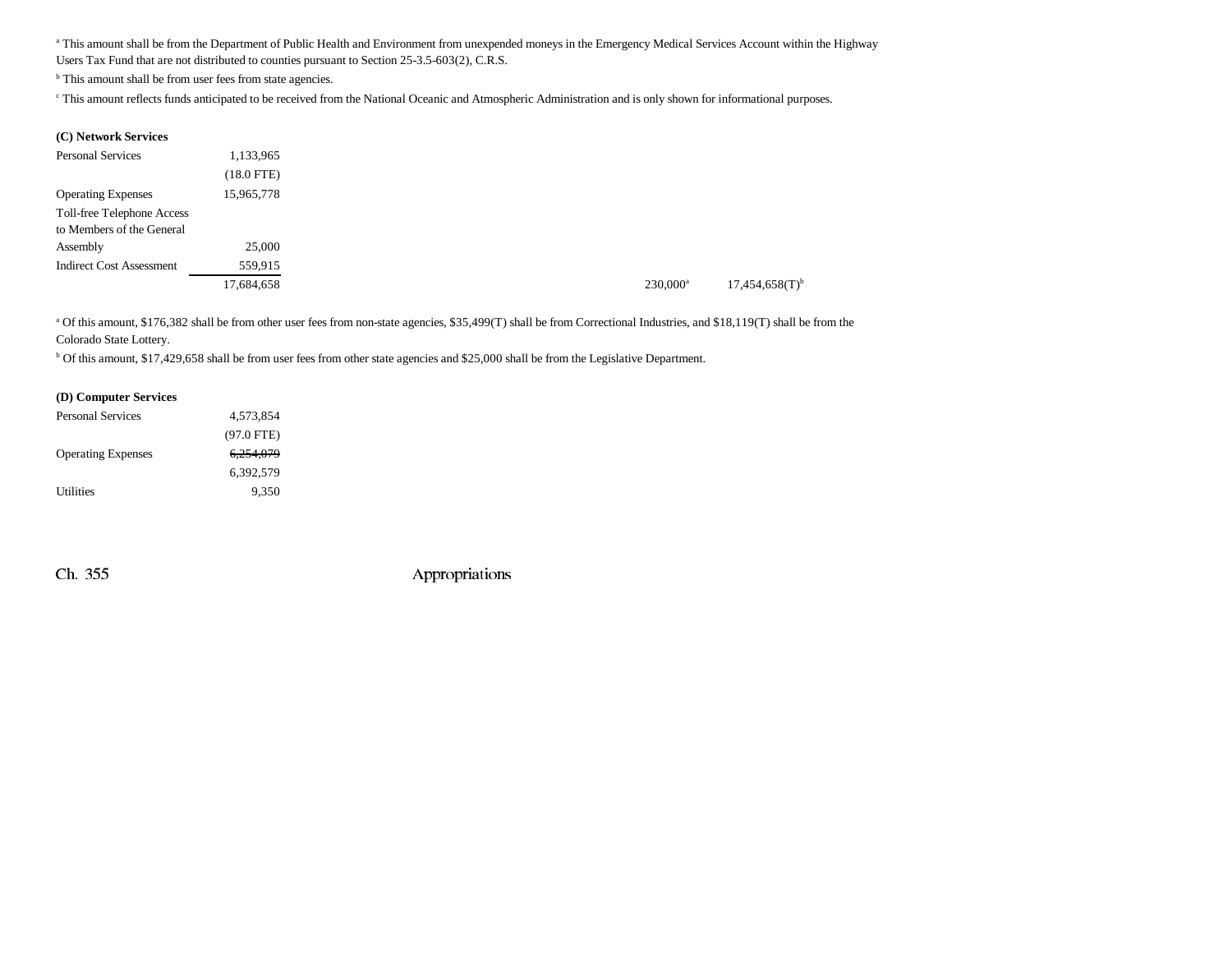[a] This amount shall be from the Department of Public Health and Environment from unexpended moneys in the Emergency Medical Services Account within the Highway Users Tax Fund that are not distributed to counties pursuant to Section 25-3.5-603(2), C.R.S.

[b] This amount shall be from user fees from state agencies.

[c] This amount reflects funds anticipated to be received from the National Oceanic and Atmospheric Administration and is only shown for informational purposes.

**(C) Network Services**

| | | | |
|---|---|---|---|
| Personal Services | 1,133,965 | | |
| | (18.0 FTE) | | |
| Operating Expenses | 15,965,778 | | |
| Toll-free Telephone Access to Members of the General Assembly | 25,000 | | |
| Indirect Cost Assessment | 559,915 | | |
| | 17,684,658 | 230,000[a] | 17,454,658(T)[b] |

[a] Of this amount, $176,382 shall be from other user fees from non-state agencies, $35,499(T) shall be from Correctional Industries, and $18,119(T) shall be from the Colorado State Lottery.

[b] Of this amount, $17,429,658 shall be from user fees from other state agencies and $25,000 shall be from the Legislative Department.

**(D) Computer Services**

| | |
|---|---|
| Personal Services | 4,573,854 |
| | (97.0 FTE) |
| Operating Expenses | ~~6,254,079~~ |
| | 6,392,579 |
| Utilities | 9,350 |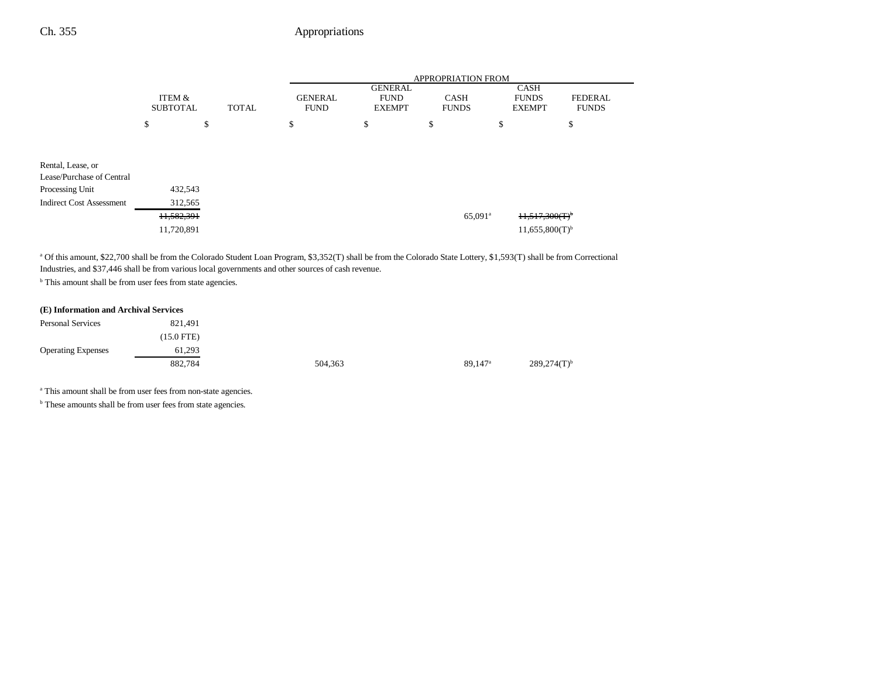| | ITEM & SUBTOTAL | TOTAL | APPROPRIATION FROM GENERAL FUND | GENERAL FUND EXEMPT | CASH FUNDS | CASH FUNDS EXEMPT | FEDERAL FUNDS |
|---|---|---|---|---|---|---|---|
| | $ | $ | $ | $ | $ | $ | $ |
| Rental, Lease, or Lease/Purchase of Central Processing Unit | 432,543 | | | | | | |
| Indirect Cost Assessment | 312,565 | | | | | | |
| | ~~11,582,391~~ | | | | 65,091[a] | ~~11,517,300(T)~~[b] | |
| | 11,720,891 | | | | | 11,655,800(T)[b] | |

[a] Of this amount, $22,700 shall be from the Colorado Student Loan Program, $3,352(T) shall be from the Colorado State Lottery, $1,593(T) shall be from Correctional Industries, and $37,446 shall be from various local governments and other sources of cash revenue.

[b] This amount shall be from user fees from state agencies.

**(E) Information and Archival Services**

| | ITEM & SUBTOTAL | TOTAL | GENERAL FUND | GENERAL FUND EXEMPT | CASH FUNDS | CASH FUNDS EXEMPT | FEDERAL FUNDS |
|---|---|---|---|---|---|---|---|
| Personal Services | 821,491 | | | | | | |
| | (15.0 FTE) | | | | | | |
| Operating Expenses | 61,293 | | | | | | |
| | 882,784 | | 504,363 | | 89,147[a] | 289,274(T)[b] | |

[a] This amount shall be from user fees from non-state agencies.

[b] These amounts shall be from user fees from state agencies.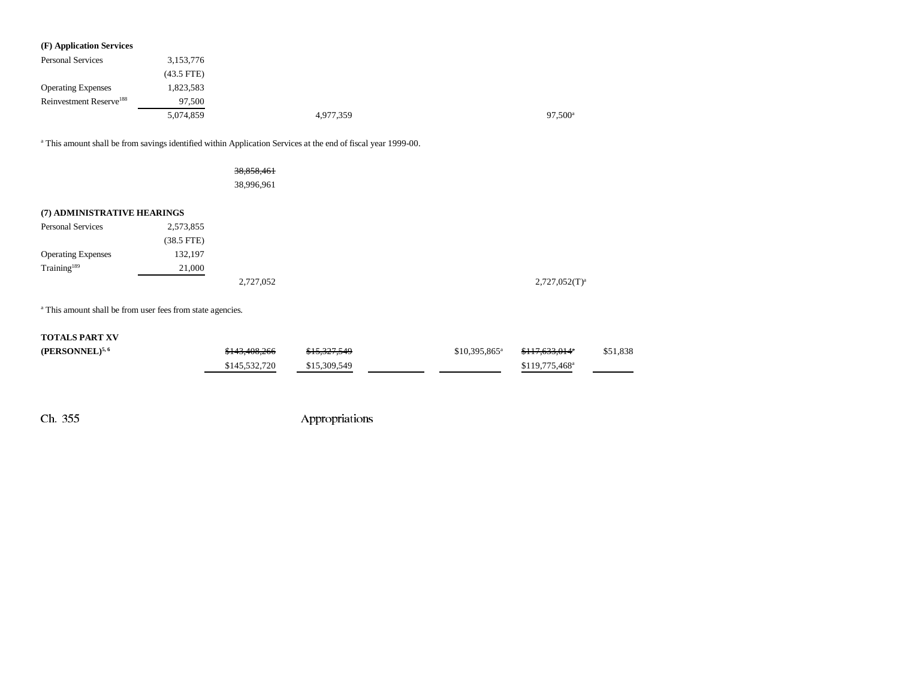**(F) Application Services**

| | | | | | | | |
|---|---|---|---|---|---|---|---|
| Personal Services | 3,153,776 | | | | | | |
| | (43.5 FTE) | | | | | | |
| Operating Expenses | 1,823,583 | | | | | | |
| Reinvestment Reserve[188] | 97,500 | | | | | | |
| | 5,074,859 | | 4,977,359 | | | 97,500[a] | |

[a] This amount shall be from savings identified within Application Services at the end of fiscal year 1999-00.

~~38,858,461~~
38,996,961

**(7) ADMINISTRATIVE HEARINGS**

| | | | | | | | |
|---|---|---|---|---|---|---|---|
| Personal Services | 2,573,855 | | | | | | |
| | (38.5 FTE) | | | | | | |
| Operating Expenses | 132,197 | | | | | | |
| Training[189] | 21,000 | | | | | | |
| | | 2,727,052 | | | | 2,727,052(T)[a] | |

[a] This amount shall be from user fees from state agencies.

| | | | | | | |
|---|---|---|---|---|---|---|
| **TOTALS PART XV** | | | | | | |
| **(PERSONNEL)[5, 6]** | ~~$143,408,266~~ | ~~$15,327,549~~ | | $10,395,865[a] | ~~$117,633,014[a]~~ | $51,838 |
| | $145,532,720 | $15,309,549 | | | $119,775,468[a] | |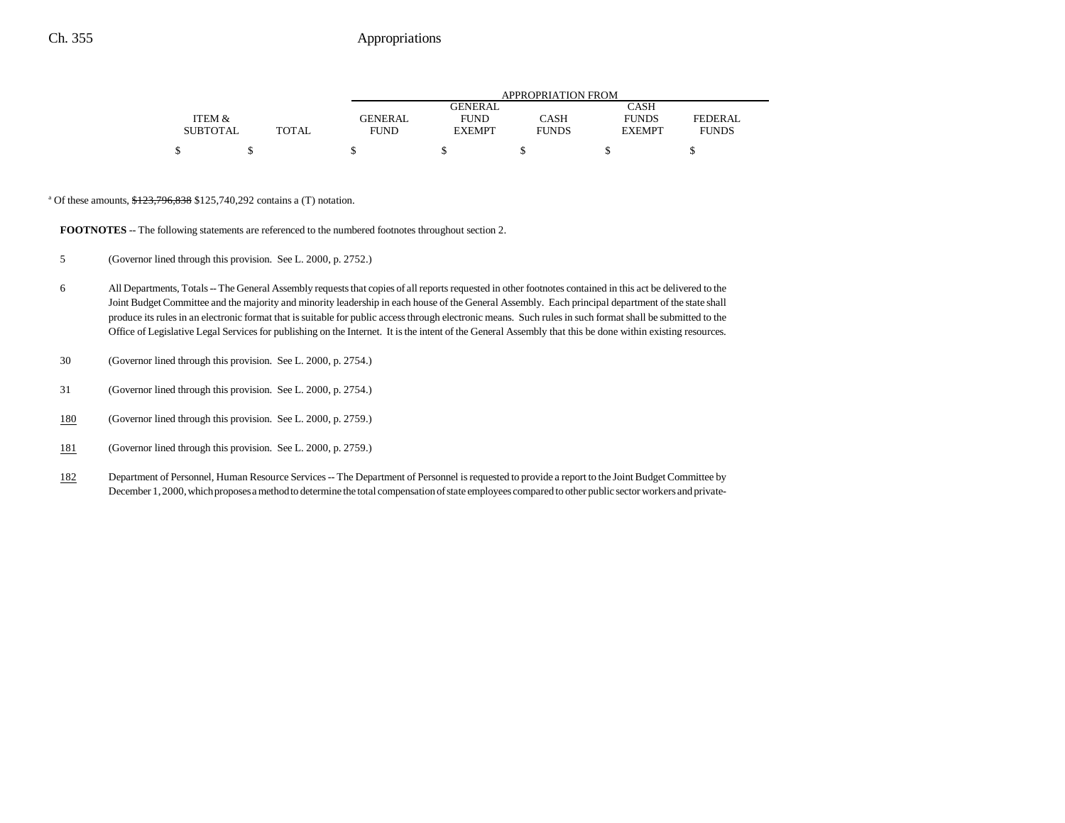| ITEM & SUBTOTAL | TOTAL | GENERAL FUND | GENERAL FUND EXEMPT | CASH FUNDS | CASH FUNDS EXEMPT | FEDERAL FUNDS |
|---|---|---|---|---|---|---|
| $ | $ | $ | $ | $ | $ | $ |

[a] Of these amounts, ~~$123,796,838~~ $125,740,292 contains a (T) notation.

**FOOTNOTES** -- The following statements are referenced to the numbered footnotes throughout section 2.

5 (Governor lined through this provision. See L. 2000, p. 2752.)

6 All Departments, Totals -- The General Assembly requests that copies of all reports requested in other footnotes contained in this act be delivered to the Joint Budget Committee and the majority and minority leadership in each house of the General Assembly. Each principal department of the state shall produce its rules in an electronic format that is suitable for public access through electronic means. Such rules in such format shall be submitted to the Office of Legislative Legal Services for publishing on the Internet. It is the intent of the General Assembly that this be done within existing resources.

30 (Governor lined through this provision. See L. 2000, p. 2754.)

31 (Governor lined through this provision. See L. 2000, p. 2754.)

180 (Governor lined through this provision. See L. 2000, p. 2759.)

181 (Governor lined through this provision. See L. 2000, p. 2759.)

182 Department of Personnel, Human Resource Services -- The Department of Personnel is requested to provide a report to the Joint Budget Committee by December 1, 2000, which proposes a method to determine the total compensation of state employees compared to other public sector workers and private-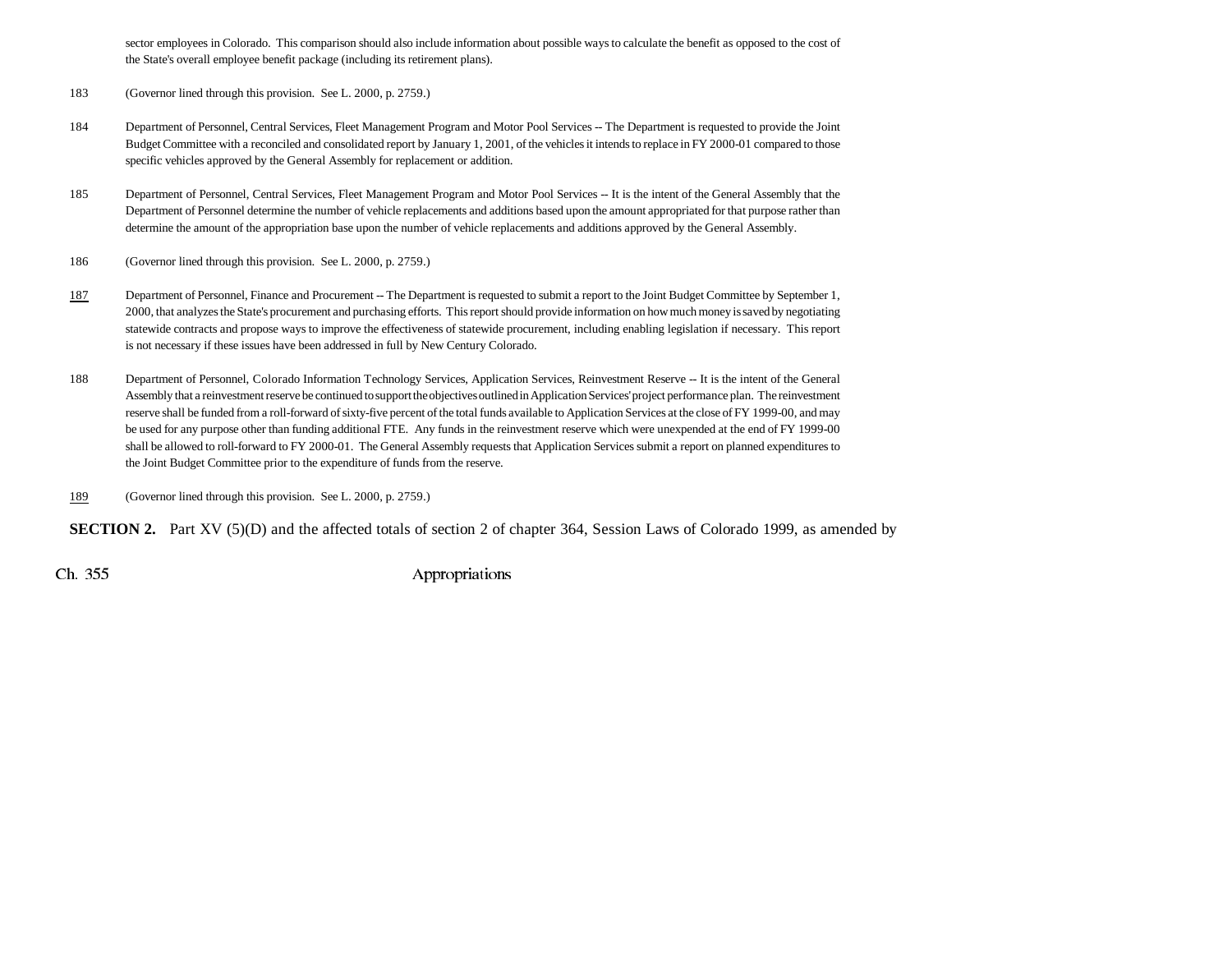sector employees in Colorado. This comparison should also include information about possible ways to calculate the benefit as opposed to the cost of the State's overall employee benefit package (including its retirement plans).

183 (Governor lined through this provision. See L. 2000, p. 2759.)

184 Department of Personnel, Central Services, Fleet Management Program and Motor Pool Services -- The Department is requested to provide the Joint Budget Committee with a reconciled and consolidated report by January 1, 2001, of the vehicles it intends to replace in FY 2000-01 compared to those specific vehicles approved by the General Assembly for replacement or addition.

185 Department of Personnel, Central Services, Fleet Management Program and Motor Pool Services -- It is the intent of the General Assembly that the Department of Personnel determine the number of vehicle replacements and additions based upon the amount appropriated for that purpose rather than determine the amount of the appropriation base upon the number of vehicle replacements and additions approved by the General Assembly.

186 (Governor lined through this provision. See L. 2000, p. 2759.)

187 Department of Personnel, Finance and Procurement -- The Department is requested to submit a report to the Joint Budget Committee by September 1, 2000, that analyzes the State's procurement and purchasing efforts. This report should provide information on how much money is saved by negotiating statewide contracts and propose ways to improve the effectiveness of statewide procurement, including enabling legislation if necessary. This report is not necessary if these issues have been addressed in full by New Century Colorado.

188 Department of Personnel, Colorado Information Technology Services, Application Services, Reinvestment Reserve -- It is the intent of the General Assembly that a reinvestment reserve be continued to support the objectives outlined in Application Services' project performance plan. The reinvestment reserve shall be funded from a roll-forward of sixty-five percent of the total funds available to Application Services at the close of FY 1999-00, and may be used for any purpose other than funding additional FTE. Any funds in the reinvestment reserve which were unexpended at the end of FY 1999-00 shall be allowed to roll-forward to FY 2000-01. The General Assembly requests that Application Services submit a report on planned expenditures to the Joint Budget Committee prior to the expenditure of funds from the reserve.

189 (Governor lined through this provision. See L. 2000, p. 2759.)

**SECTION 2.** Part XV (5)(D) and the affected totals of section 2 of chapter 364, Session Laws of Colorado 1999, as amended by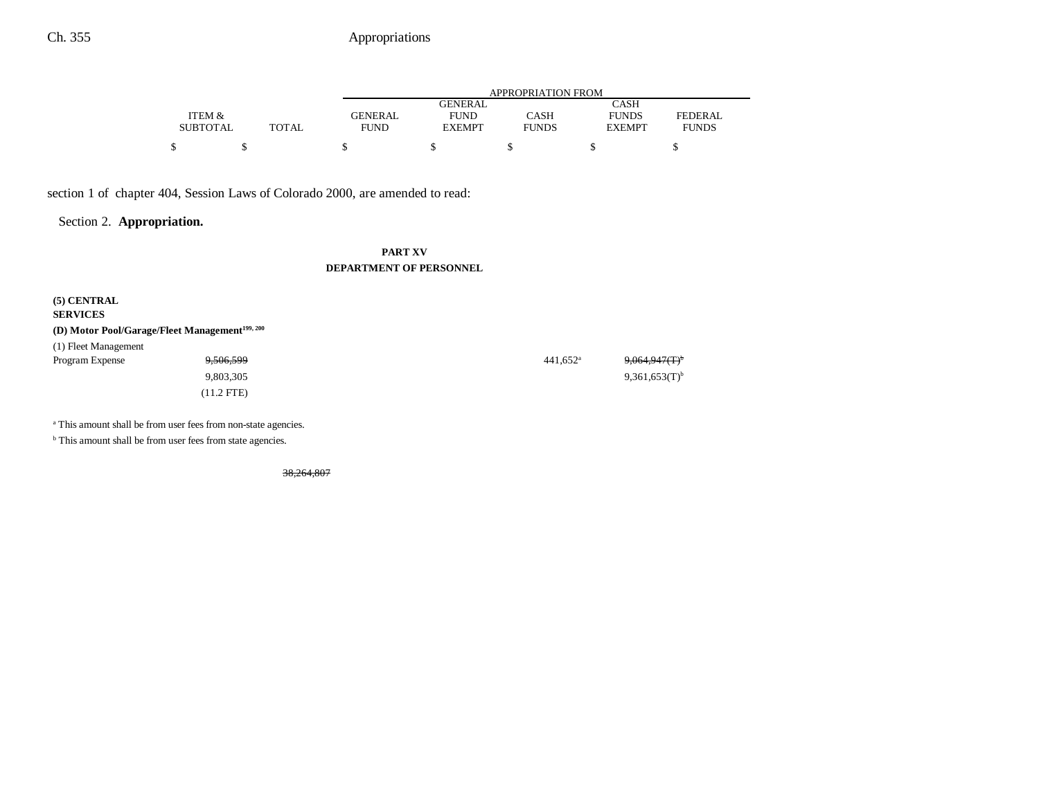section 1 of chapter 404, Session Laws of Colorado 2000, are amended to read:

Section 2. **Appropriation.**

**PART XV**
**DEPARTMENT OF PERSONNEL**

| | ITEM & SUBTOTAL | TOTAL | GENERAL FUND | GENERAL FUND EXEMPT | CASH FUNDS | CASH FUNDS EXEMPT | FEDERAL FUNDS |
|---|---|---|---|---|---|---|---|
| | $ | $ | $ | $ | $ | $ | $ |
| **(5) CENTRAL SERVICES** | | | | | | | |
| **(D) Motor Pool/Garage/Fleet Management[199, 200]** | | | | | | | |
| (1) Fleet Management Program Expense | ~~9,506,599~~ | | | | 441,652[a] | ~~9,064,947(T)[b]~~ | |
| | 9,803,305 | | | | | 9,361,653(T)[b] | |
| | (11.2 FTE) | | | | | | |

[a] This amount shall be from user fees from non-state agencies.

[b] This amount shall be from user fees from state agencies.

~~38,264,807~~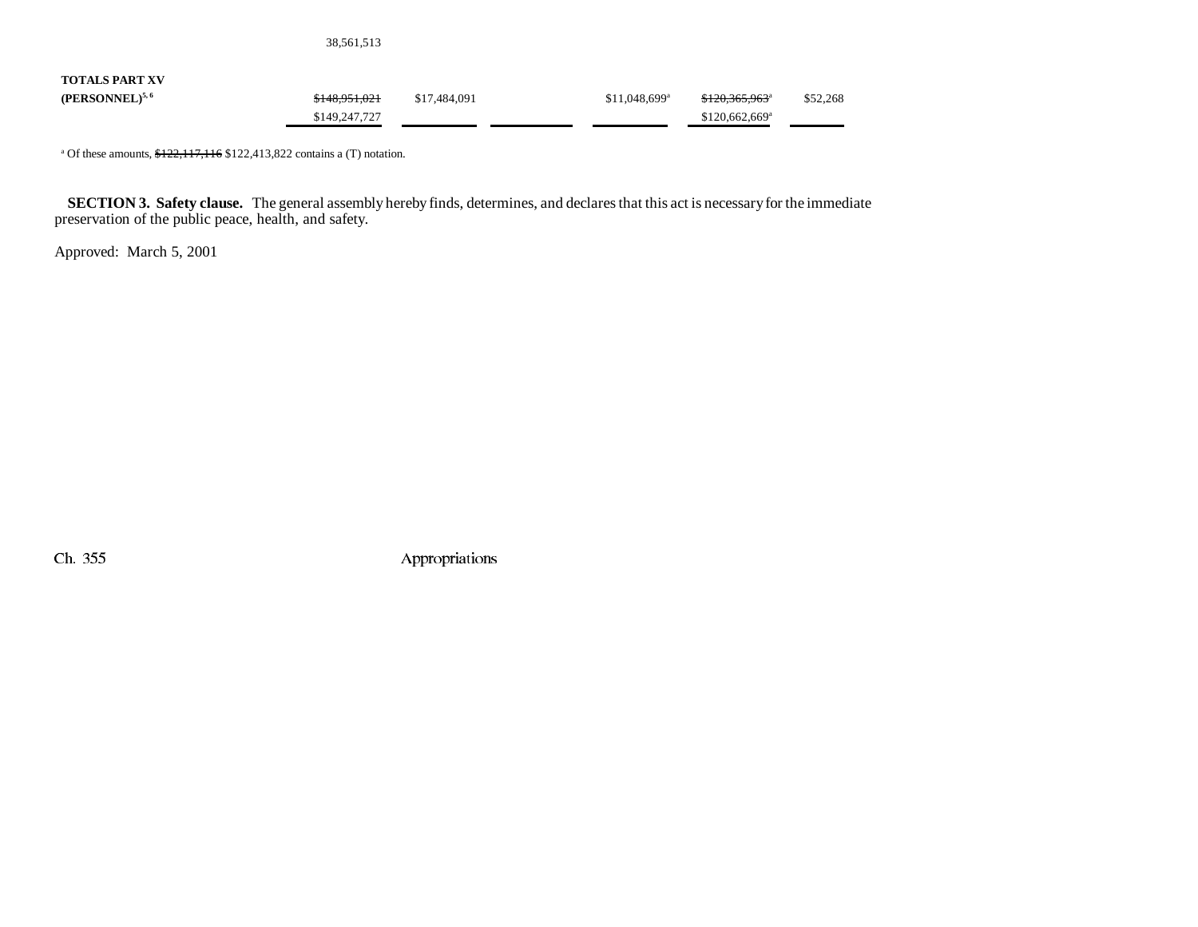| | | | | | | |
|---|---|---|---|---|---|---|
| | 38,561,513 | | | | | |
| **TOTALS PART XV (PERSONNEL)**[5, 6] | ~~$148,951,021~~ $149,247,727 | $17,484,091 | | $11,048,699[a] | ~~$120,365,963~~[a] $120,662,669[a] | $52,268 |

[a] Of these amounts, ~~$122,117,116~~ $122,413,822 contains a (T) notation.

**SECTION 3. Safety clause.** The general assembly hereby finds, determines, and declares that this act is necessary for the immediate preservation of the public peace, health, and safety.

Approved: March 5, 2001